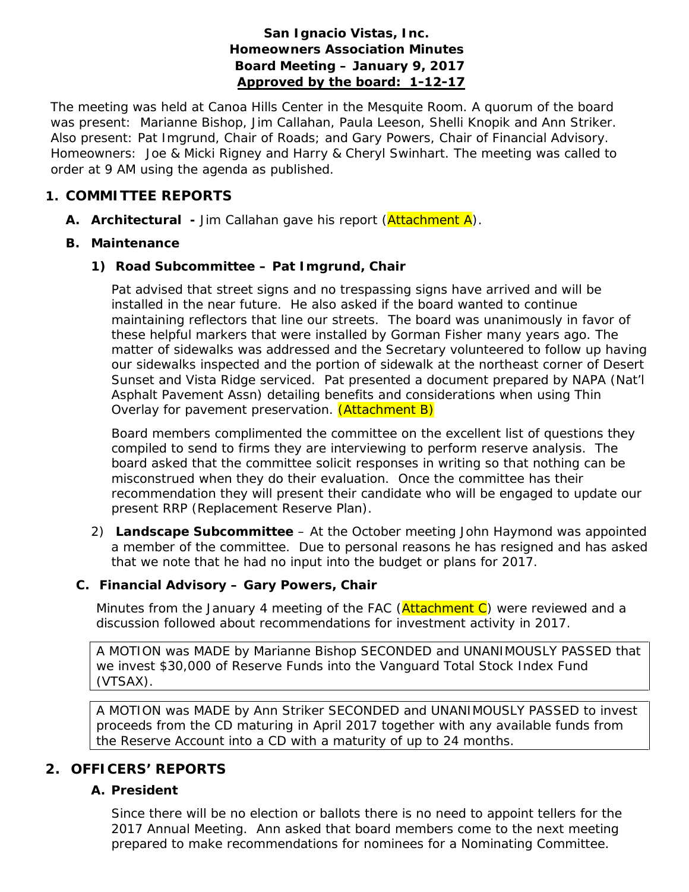**San Ignacio Vistas, Inc.**
**Homeowners Association Minutes**
**Board Meeting – January 9, 2017**
**Approved by the board: 1-12-17**

The meeting was held at Canoa Hills Center in the Mesquite Room. A quorum of the board was present: Marianne Bishop, Jim Callahan, Paula Leeson, Shelli Knopik and Ann Striker. Also present: Pat Imgrund, Chair of Roads; and Gary Powers, Chair of Financial Advisory. Homeowners: Joe & Micki Rigney and Harry & Cheryl Swinhart. The meeting was called to order at 9 AM using the agenda as published.

## 1. COMMITTEE REPORTS

**A. Architectural -** Jim Callahan gave his report (Attachment A).

**B. Maintenance**

**1) Road Subcommittee – Pat Imgrund, Chair**

Pat advised that street signs and no trespassing signs have arrived and will be installed in the near future. He also asked if the board wanted to continue maintaining reflectors that line our streets. The board was unanimously in favor of these helpful markers that were installed by Gorman Fisher many years ago. The matter of sidewalks was addressed and the Secretary volunteered to follow up having our sidewalks inspected and the portion of sidewalk at the northeast corner of Desert Sunset and Vista Ridge serviced. Pat presented a document prepared by NAPA (Nat'l Asphalt Pavement Assn) detailing benefits and considerations when using Thin Overlay for pavement preservation. (Attachment B)

Board members complimented the committee on the excellent list of questions they compiled to send to firms they are interviewing to perform reserve analysis. The board asked that the committee solicit responses in writing so that nothing can be misconstrued when they do their evaluation. Once the committee has their recommendation they will present their candidate who will be engaged to update our present RRP (Replacement Reserve Plan).

2) **Landscape Subcommittee** – At the October meeting John Haymond was appointed a member of the committee. Due to personal reasons he has resigned and has asked that we note that he had no input into the budget or plans for 2017.

**C. Financial Advisory – Gary Powers, Chair**

Minutes from the January 4 meeting of the FAC (Attachment C) were reviewed and a discussion followed about recommendations for investment activity in 2017.

A MOTION was MADE by Marianne Bishop SECONDED and UNANIMOUSLY PASSED that we invest $30,000 of Reserve Funds into the Vanguard Total Stock Index Fund (VTSAX).

A MOTION was MADE by Ann Striker SECONDED and UNANIMOUSLY PASSED to invest proceeds from the CD maturing in April 2017 together with any available funds from the Reserve Account into a CD with a maturity of up to 24 months.

## 2. OFFICERS' REPORTS

**A. President**

Since there will be no election or ballots there is no need to appoint tellers for the 2017 Annual Meeting. Ann asked that board members come to the next meeting prepared to make recommendations for nominees for a Nominating Committee.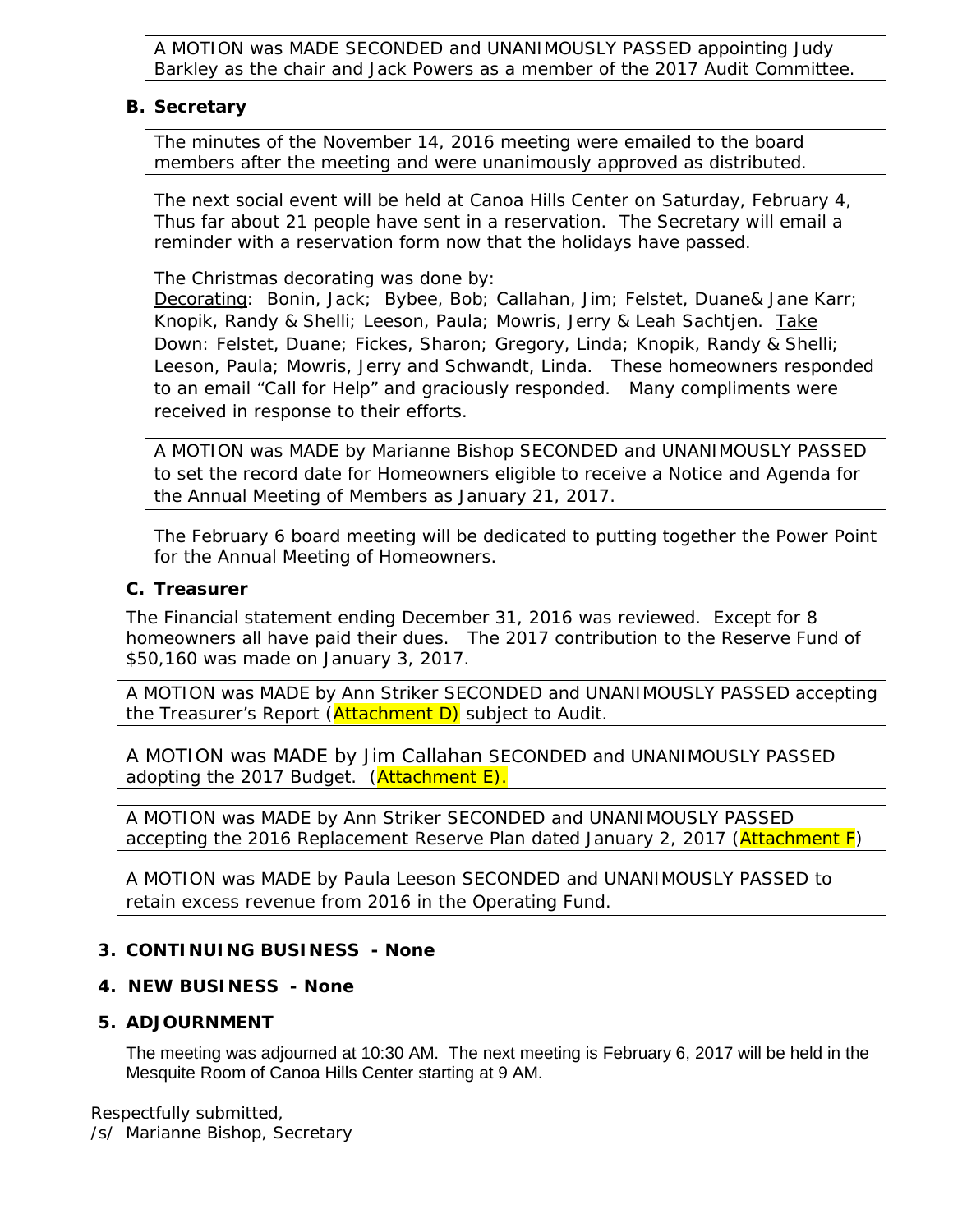A MOTION was MADE SECONDED and UNANIMOUSLY PASSED appointing Judy Barkley as the chair and Jack Powers as a member of the 2017 Audit Committee.

### B. Secretary

The minutes of the November 14, 2016 meeting were emailed to the board members after the meeting and were unanimously approved as distributed.

The next social event will be held at Canoa Hills Center on Saturday, February 4, Thus far about 21 people have sent in a reservation. The Secretary will email a reminder with a reservation form now that the holidays have passed.

The Christmas decorating was done by:
Decorating: Bonin, Jack; Bybee, Bob; Callahan, Jim; Felstet, Duane& Jane Karr; Knopik, Randy & Shelli; Leeson, Paula; Mowris, Jerry & Leah Sachtjen. Take Down: Felstet, Duane; Fickes, Sharon; Gregory, Linda; Knopik, Randy & Shelli; Leeson, Paula; Mowris, Jerry and Schwandt, Linda. These homeowners responded to an email "Call for Help" and graciously responded. Many compliments were received in response to their efforts.

A MOTION was MADE by Marianne Bishop SECONDED and UNANIMOUSLY PASSED to set the record date for Homeowners eligible to receive a Notice and Agenda for the Annual Meeting of Members as January 21, 2017.

The February 6 board meeting will be dedicated to putting together the Power Point for the Annual Meeting of Homeowners.

### C. Treasurer

The Financial statement ending December 31, 2016 was reviewed. Except for 8 homeowners all have paid their dues. The 2017 contribution to the Reserve Fund of $50,160 was made on January 3, 2017.

A MOTION was MADE by Ann Striker SECONDED and UNANIMOUSLY PASSED accepting the Treasurer's Report (Attachment D) subject to Audit.

A MOTION was MADE by Jim Callahan SECONDED and UNANIMOUSLY PASSED adopting the 2017 Budget. (Attachment E).

A MOTION was MADE by Ann Striker SECONDED and UNANIMOUSLY PASSED accepting the 2016 Replacement Reserve Plan dated January 2, 2017 (Attachment F)

A MOTION was MADE by Paula Leeson SECONDED and UNANIMOUSLY PASSED to retain excess revenue from 2016 in the Operating Fund.

## 3. CONTINUING BUSINESS - None

## 4. NEW BUSINESS - None

## 5. ADJOURNMENT

The meeting was adjourned at 10:30 AM. The next meeting is February 6, 2017 will be held in the Mesquite Room of Canoa Hills Center starting at 9 AM.

Respectfully submitted,
/s/ Marianne Bishop, Secretary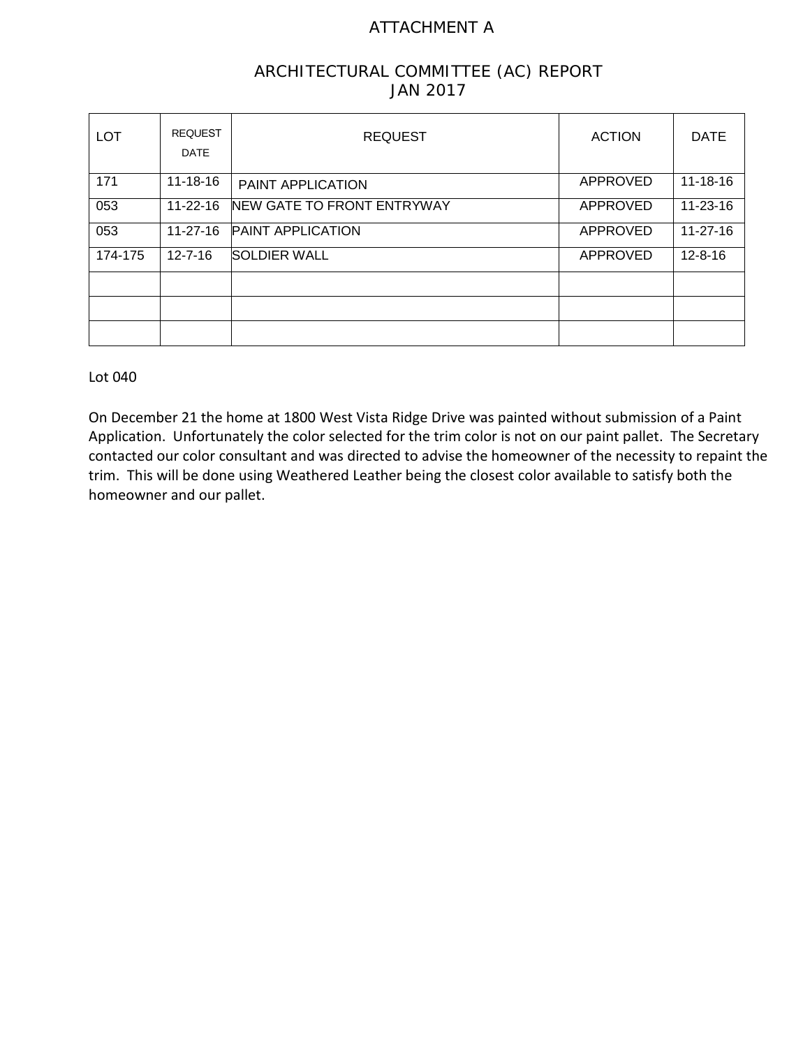# ATTACHMENT A

## ARCHITECTURAL COMMITTEE (AC) REPORT
## JAN 2017

| LOT | REQUEST DATE | REQUEST | ACTION | DATE |
|---|---|---|---|---|
| 171 | 11-18-16 | PAINT APPLICATION | APPROVED | 11-18-16 |
| 053 | 11-22-16 | NEW GATE TO FRONT ENTRYWAY | APPROVED | 11-23-16 |
| 053 | 11-27-16 | PAINT APPLICATION | APPROVED | 11-27-16 |
| 174-175 | 12-7-16 | SOLDIER WALL | APPROVED | 12-8-16 |
| | | | | |
| | | | | |
| | | | | |

Lot 040

On December 21 the home at 1800 West Vista Ridge Drive was painted without submission of a Paint Application. Unfortunately the color selected for the trim color is not on our paint pallet. The Secretary contacted our color consultant and was directed to advise the homeowner of the necessity to repaint the trim. This will be done using Weathered Leather being the closest color available to satisfy both the homeowner and our pallet.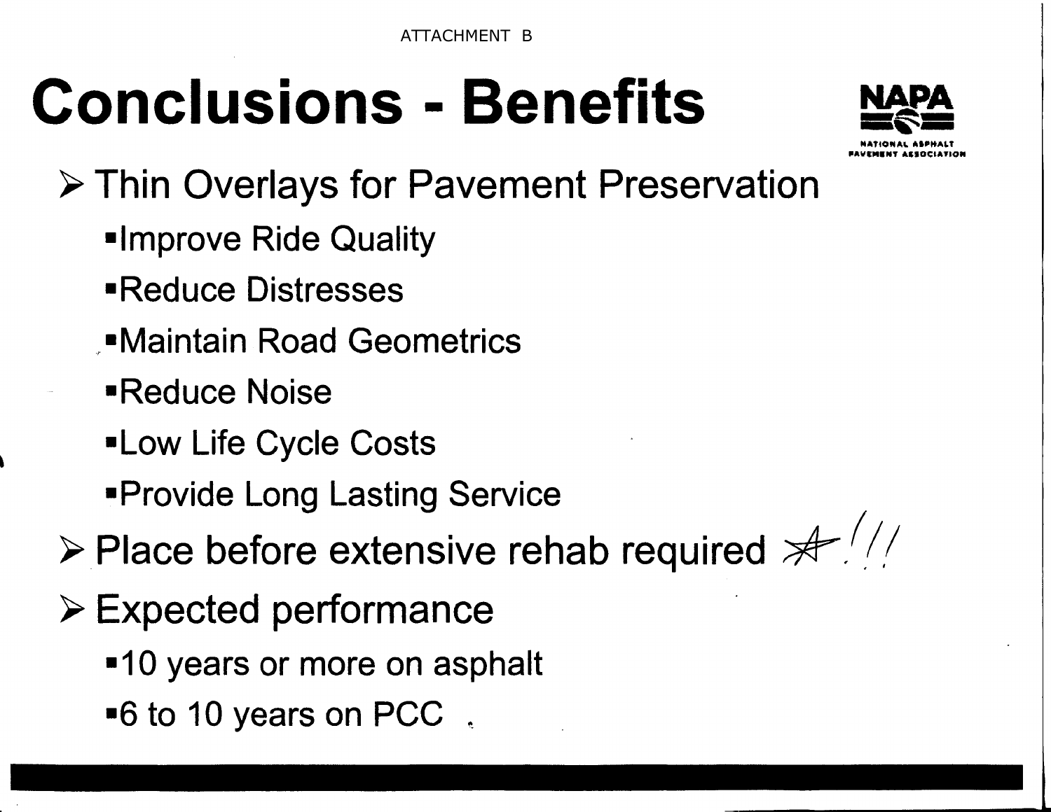ATTACHMENT B

# Conclusions - Benefits

NAPA
NATIONAL ASPHALT PAVEMENT ASSOCIATION

- Thin Overlays for Pavement Preservation
  - Improve Ride Quality
  - Reduce Distresses
  - Maintain Road Geometrics
  - Reduce Noise
  - Low Life Cycle Costs
  - Provide Long Lasting Service
- Place before extensive rehab required ☆!!!
- Expected performance
  - 10 years or more on asphalt
  - 6 to 10 years on PCC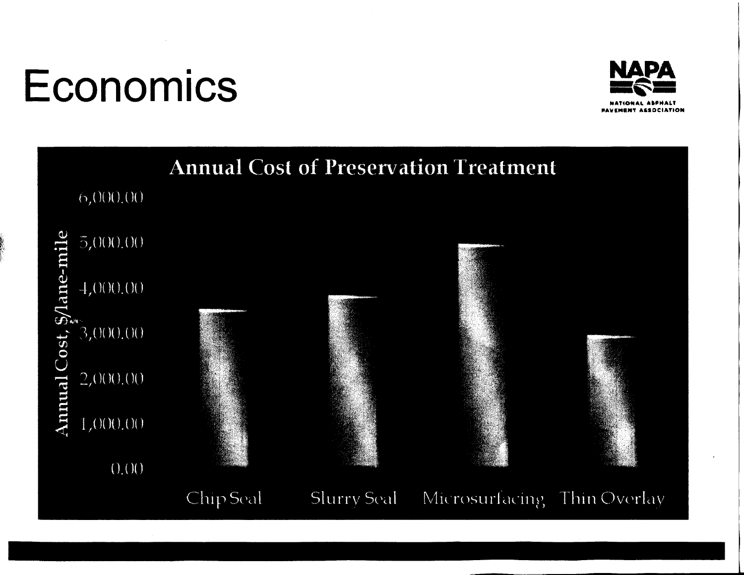# Economics

NAPA

NATIONAL ASPHALT PAVEMENT ASSOCIATION

Annual Cost of Preservation Treatment

Annual Cost, $/lane-mile

6,000.00

5,000.00

4,000.00

3,000.00

2,000.00

1,000.00

0.00

Chip Seal

Slurry Seal

Microsurfacing

Thin Overlay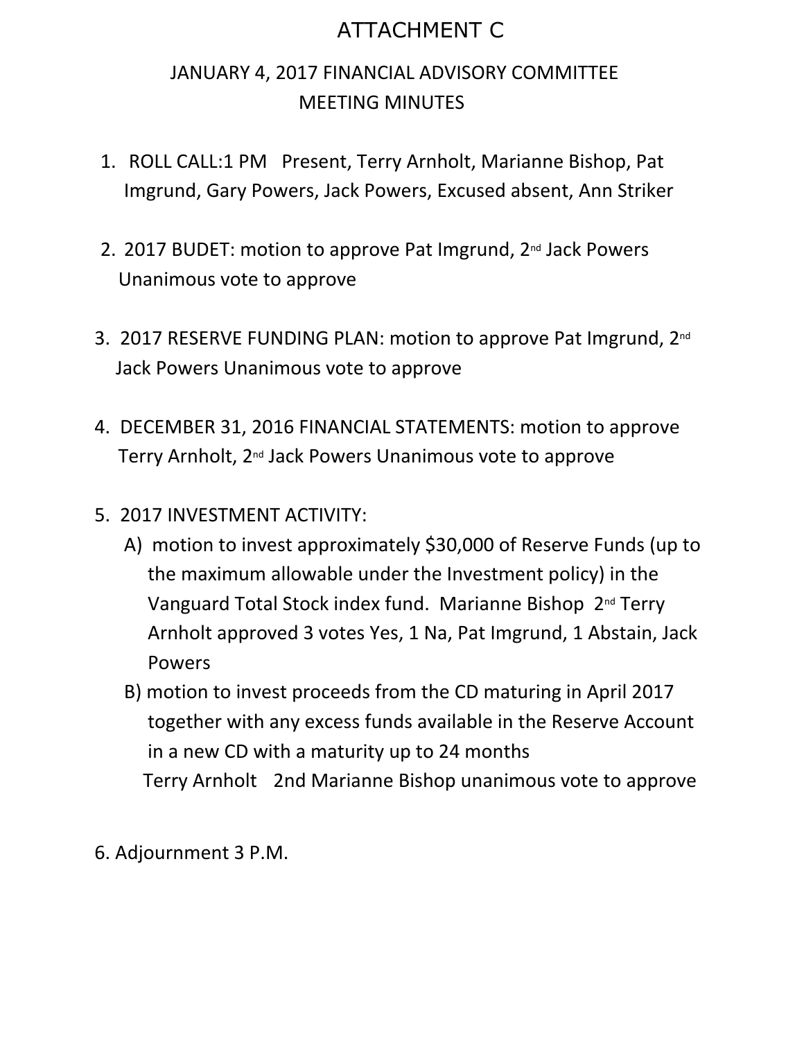# ATTACHMENT C

## JANUARY 4, 2017 FINANCIAL ADVISORY COMMITTEE MEETING MINUTES

1. ROLL CALL:1 PM Present, Terry Arnholt, Marianne Bishop, Pat Imgrund, Gary Powers, Jack Powers, Excused absent, Ann Striker

2. 2017 BUDET: motion to approve Pat Imgrund, 2nd Jack Powers Unanimous vote to approve

3. 2017 RESERVE FUNDING PLAN: motion to approve Pat Imgrund, 2nd Jack Powers Unanimous vote to approve

4. DECEMBER 31, 2016 FINANCIAL STATEMENTS: motion to approve Terry Arnholt, 2nd Jack Powers Unanimous vote to approve

5. 2017 INVESTMENT ACTIVITY:
   A) motion to invest approximately $30,000 of Reserve Funds (up to the maximum allowable under the Investment policy) in the Vanguard Total Stock index fund. Marianne Bishop 2nd Terry Arnholt approved 3 votes Yes, 1 Na, Pat Imgrund, 1 Abstain, Jack Powers
   B) motion to invest proceeds from the CD maturing in April 2017 together with any excess funds available in the Reserve Account in a new CD with a maturity up to 24 months
   Terry Arnholt 2nd Marianne Bishop unanimous vote to approve

6. Adjournment 3 P.M.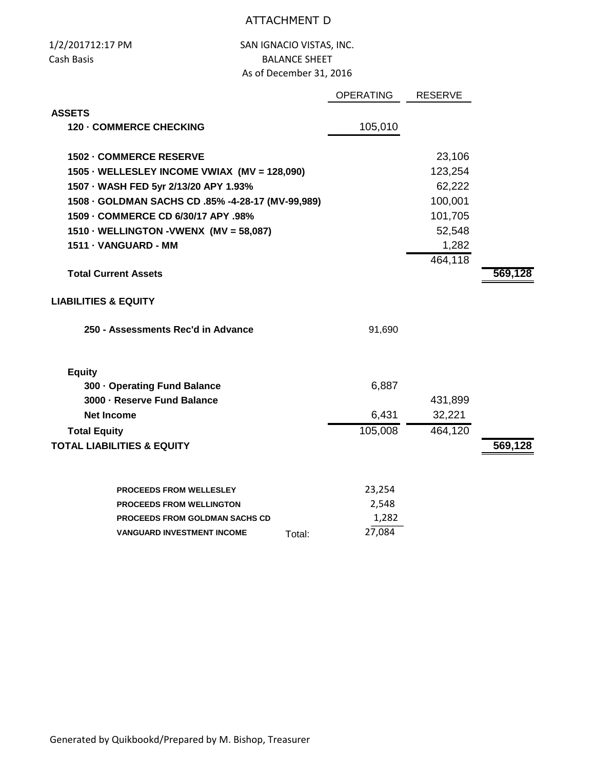# ATTACHMENT D

1/2/201712:17 PM
Cash Basis

SAN IGNACIO VISTAS, INC.
BALANCE SHEET
As of December 31, 2016

| | OPERATING | RESERVE | |
|---|---|---|---|
| **ASSETS** | | | |
| **120 · COMMERCE CHECKING** | 105,010 | | |
| **1502 · COMMERCE RESERVE** | | 23,106 | |
| **1505 · WELLESLEY INCOME VWIAX (MV = 128,090)** | | 123,254 | |
| **1507 · WASH FED 5yr 2/13/20 APY 1.93%** | | 62,222 | |
| **1508 · GOLDMAN SACHS CD .85% -4-28-17 (MV-99,989)** | | 100,001 | |
| **1509 · COMMERCE CD 6/30/17 APY .98%** | | 101,705 | |
| **1510 · WELLINGTON -VWENX (MV = 58,087)** | | 52,548 | |
| **1511 · VANGUARD - MM** | | 1,282 | |
| | | 464,118 | |
| **Total Current Assets** | | | **569,128** |
| **LIABILITIES & EQUITY** | | | |
| **250 - Assessments Rec'd in Advance** | 91,690 | | |
| **Equity** | | | |
| **300 · Operating Fund Balance** | 6,887 | | |
| **3000 · Reserve Fund Balance** | | 431,899 | |
| **Net Income** | 6,431 | 32,221 | |
| **Total Equity** | 105,008 | 464,120 | |
| **TOTAL LIABILITIES & EQUITY** | | | **569,128** |

| | | |
|---|---|---|
| **PROCEEDS FROM WELLESLEY** | | 23,254 |
| **PROCEEDS FROM WELLINGTON** | | 2,548 |
| **PROCEEDS FROM GOLDMAN SACHS CD** | | 1,282 |
| **VANGUARD INVESTMENT INCOME** | Total: | 27,084 |

Generated by Quikbookd/Prepared by M. Bishop, Treasurer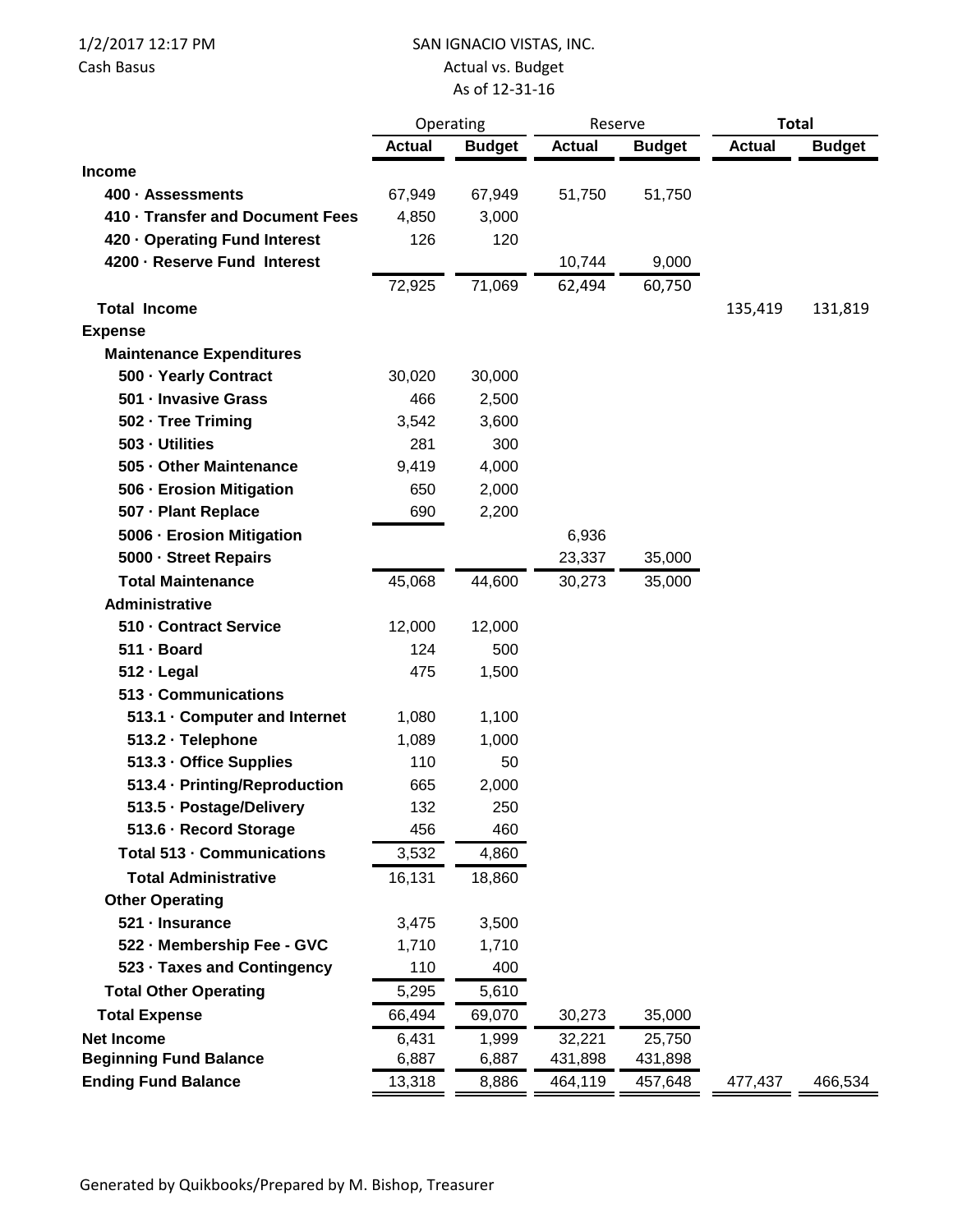1/2/2017 12:17 PM
Cash Basus

# SAN IGNACIO VISTAS, INC.
## Actual vs. Budget
### As of 12-31-16

| | Operating | | Reserve | | Total | |
|---|---|---|---|---|---|---|
| | **Actual** | **Budget** | **Actual** | **Budget** | **Actual** | **Budget** |
| **Income** | | | | | | |
| **400 · Assessments** | 67,949 | 67,949 | 51,750 | 51,750 | | |
| **410 · Transfer and Document Fees** | 4,850 | 3,000 | | | | |
| **420 · Operating Fund Interest** | 126 | 120 | | | | |
| **4200 · Reserve Fund Interest** | | | 10,744 | 9,000 | | |
| | 72,925 | 71,069 | 62,494 | 60,750 | | |
| **Total Income** | | | | | 135,419 | 131,819 |
| **Expense** | | | | | | |
| **Maintenance Expenditures** | | | | | | |
| **500 · Yearly Contract** | 30,020 | 30,000 | | | | |
| **501 · Invasive Grass** | 466 | 2,500 | | | | |
| **502 · Tree Triming** | 3,542 | 3,600 | | | | |
| **503 · Utilities** | 281 | 300 | | | | |
| **505 · Other Maintenance** | 9,419 | 4,000 | | | | |
| **506 · Erosion Mitigation** | 650 | 2,000 | | | | |
| **507 · Plant Replace** | 690 | 2,200 | | | | |
| **5006 · Erosion Mitigation** | | | 6,936 | | | |
| **5000 · Street Repairs** | | | 23,337 | 35,000 | | |
| **Total Maintenance** | 45,068 | 44,600 | 30,273 | 35,000 | | |
| **Administrative** | | | | | | |
| **510 · Contract Service** | 12,000 | 12,000 | | | | |
| **511 · Board** | 124 | 500 | | | | |
| **512 · Legal** | 475 | 1,500 | | | | |
| **513 · Communications** | | | | | | |
| **513.1 · Computer and Internet** | 1,080 | 1,100 | | | | |
| **513.2 · Telephone** | 1,089 | 1,000 | | | | |
| **513.3 · Office Supplies** | 110 | 50 | | | | |
| **513.4 · Printing/Reproduction** | 665 | 2,000 | | | | |
| **513.5 · Postage/Delivery** | 132 | 250 | | | | |
| **513.6 · Record Storage** | 456 | 460 | | | | |
| **Total 513 · Communications** | 3,532 | 4,860 | | | | |
| **Total Administrative** | 16,131 | 18,860 | | | | |
| **Other Operating** | | | | | | |
| **521 · Insurance** | 3,475 | 3,500 | | | | |
| **522 · Membership Fee - GVC** | 1,710 | 1,710 | | | | |
| **523 · Taxes and Contingency** | 110 | 400 | | | | |
| **Total Other Operating** | 5,295 | 5,610 | | | | |
| **Total Expense** | 66,494 | 69,070 | 30,273 | 35,000 | | |
| **Net Income** | 6,431 | 1,999 | 32,221 | 25,750 | | |
| **Beginning Fund Balance** | 6,887 | 6,887 | 431,898 | 431,898 | | |
| **Ending Fund Balance** | 13,318 | 8,886 | 464,119 | 457,648 | 477,437 | 466,534 |

Generated by Quikbooks/Prepared by M. Bishop, Treasurer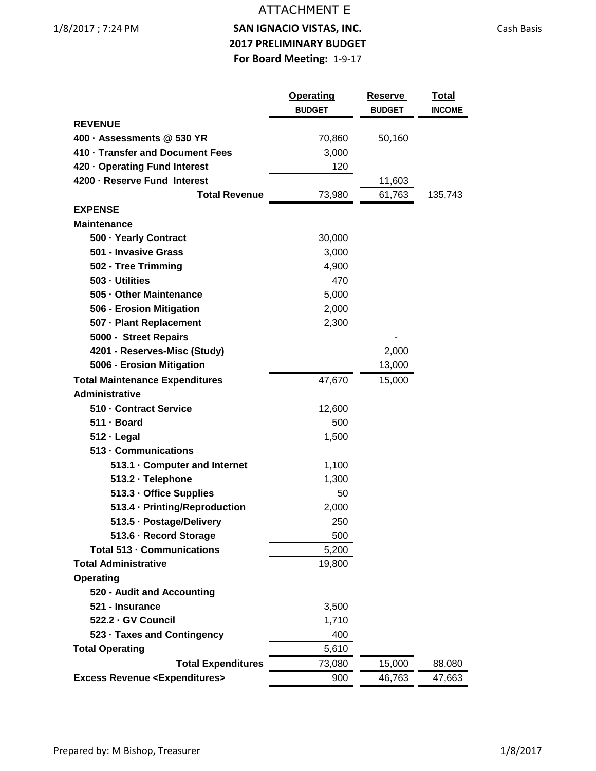ATTACHMENT E

1/8/2017 ; 7:24 PM

**SAN IGNACIO VISTAS, INC.**

**2017 PRELIMINARY BUDGET**

**For Board Meeting:** 1-9-17

Cash Basis

| | Operating BUDGET | Reserve BUDGET | Total INCOME |
|---|---|---|---|
| **REVENUE** | | | |
| **400 · Assessments @ 530 YR** | 70,860 | 50,160 | |
| **410 · Transfer and Document Fees** | 3,000 | | |
| **420 · Operating Fund Interest** | 120 | | |
| **4200 · Reserve Fund Interest** | | 11,603 | |
| **Total Revenue** | 73,980 | 61,763 | 135,743 |
| **EXPENSE** | | | |
| **Maintenance** | | | |
| **500 · Yearly Contract** | 30,000 | | |
| **501 - Invasive Grass** | 3,000 | | |
| **502 - Tree Trimming** | 4,900 | | |
| **503 · Utilities** | 470 | | |
| **505 · Other Maintenance** | 5,000 | | |
| **506 - Erosion Mitigation** | 2,000 | | |
| **507 · Plant Replacement** | 2,300 | | |
| **5000 - Street Repairs** | | - | |
| **4201 - Reserves-Misc (Study)** | | 2,000 | |
| **5006 - Erosion Mitigation** | | 13,000 | |
| **Total Maintenance Expenditures** | 47,670 | 15,000 | |
| **Administrative** | | | |
| **510 · Contract Service** | 12,600 | | |
| **511 · Board** | 500 | | |
| **512 · Legal** | 1,500 | | |
| **513 · Communications** | | | |
| **513.1 · Computer and Internet** | 1,100 | | |
| **513.2 · Telephone** | 1,300 | | |
| **513.3 · Office Supplies** | 50 | | |
| **513.4 · Printing/Reproduction** | 2,000 | | |
| **513.5 · Postage/Delivery** | 250 | | |
| **513.6 · Record Storage** | 500 | | |
| **Total 513 · Communications** | 5,200 | | |
| **Total Administrative** | 19,800 | | |
| **Operating** | | | |
| **520 - Audit and Accounting** | | | |
| **521 - Insurance** | 3,500 | | |
| **522.2 · GV Council** | 1,710 | | |
| **523 · Taxes and Contingency** | 400 | | |
| **Total Operating** | 5,610 | | |
| **Total Expenditures** | 73,080 | 15,000 | 88,080 |
| **Excess Revenue <Expenditures>** | 900 | 46,763 | 47,663 |

Prepared by: M Bishop, Treasurer

1/8/2017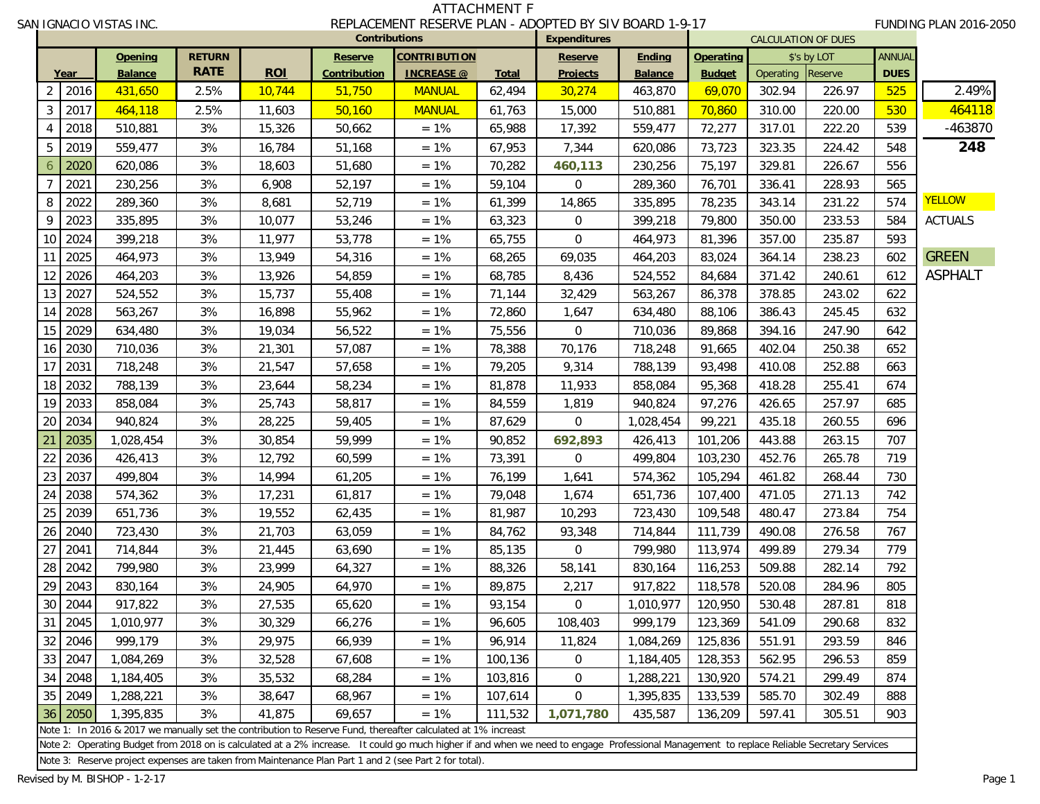ATTACHMENT F

SAN IGNACIO VISTAS INC. — REPLACEMENT RESERVE PLAN - ADOPTED BY SIV BOARD 1-9-17 — FUNDING PLAN 2016-2050

| | Contributions | | | | | | Expenditures | | CALCULATION OF DUES | | | |
|---|---|---|---|---|---|---|---|---|---|---|---|---|---|
| | | | | | | | | | | $'s by LOT | | |
| Year | Opening Balance | RETURN RATE | ROI | Reserve Contribution | CONTRIBUTION INCREASE @ | Total | Reserve Projects | Ending Balance | Operating Budget | Operating | Reserve | ANNUAL DUES |
| 2 | 2016 | 431,650 | 2.5% | 10,744 | 51,750 | MANUAL | 62,494 | 30,274 | 463,870 | 69,070 | 302.94 | 226.97 | 525 |
| 3 | 2017 | 464,118 | 2.5% | 11,603 | 50,160 | MANUAL | 61,763 | 15,000 | 510,881 | 70,860 | 310.00 | 220.00 | 530 |
| 4 | 2018 | 510,881 | 3% | 15,326 | 50,662 | = 1% | 65,988 | 17,392 | 559,477 | 72,277 | 317.01 | 222.20 | 539 |
| 5 | 2019 | 559,477 | 3% | 16,784 | 51,168 | = 1% | 67,953 | 7,344 | 620,086 | 73,723 | 323.35 | 224.42 | 548 |
| 6 | 2020 | 620,086 | 3% | 18,603 | 51,680 | = 1% | 70,282 | 460,113 | 230,256 | 75,197 | 329.81 | 226.67 | 556 |
| 7 | 2021 | 230,256 | 3% | 6,908 | 52,197 | = 1% | 59,104 | 0 | 289,360 | 76,701 | 336.41 | 228.93 | 565 |
| 8 | 2022 | 289,360 | 3% | 8,681 | 52,719 | = 1% | 61,399 | 14,865 | 335,895 | 78,235 | 343.14 | 231.22 | 574 |
| 9 | 2023 | 335,895 | 3% | 10,077 | 53,246 | = 1% | 63,323 | 0 | 399,218 | 79,800 | 350.00 | 233.53 | 584 |
| 10 | 2024 | 399,218 | 3% | 11,977 | 53,778 | = 1% | 65,755 | 0 | 464,973 | 81,396 | 357.00 | 235.87 | 593 |
| 11 | 2025 | 464,973 | 3% | 13,949 | 54,316 | = 1% | 68,265 | 69,035 | 464,203 | 83,024 | 364.14 | 238.23 | 602 |
| 12 | 2026 | 464,203 | 3% | 13,926 | 54,859 | = 1% | 68,785 | 8,436 | 524,552 | 84,684 | 371.42 | 240.61 | 612 |
| 13 | 2027 | 524,552 | 3% | 15,737 | 55,408 | = 1% | 71,144 | 32,429 | 563,267 | 86,378 | 378.85 | 243.02 | 622 |
| 14 | 2028 | 563,267 | 3% | 16,898 | 55,962 | = 1% | 72,860 | 1,647 | 634,480 | 88,106 | 386.43 | 245.45 | 632 |
| 15 | 2029 | 634,480 | 3% | 19,034 | 56,522 | = 1% | 75,556 | 0 | 710,036 | 89,868 | 394.16 | 247.90 | 642 |
| 16 | 2030 | 710,036 | 3% | 21,301 | 57,087 | = 1% | 78,388 | 70,176 | 718,248 | 91,665 | 402.04 | 250.38 | 652 |
| 17 | 2031 | 718,248 | 3% | 21,547 | 57,658 | = 1% | 79,205 | 9,314 | 788,139 | 93,498 | 410.08 | 252.88 | 663 |
| 18 | 2032 | 788,139 | 3% | 23,644 | 58,234 | = 1% | 81,878 | 11,933 | 858,084 | 95,368 | 418.28 | 255.41 | 674 |
| 19 | 2033 | 858,084 | 3% | 25,743 | 58,817 | = 1% | 84,559 | 1,819 | 940,824 | 97,276 | 426.65 | 257.97 | 685 |
| 20 | 2034 | 940,824 | 3% | 28,225 | 59,405 | = 1% | 87,629 | 0 | 1,028,454 | 99,221 | 435.18 | 260.55 | 696 |
| 21 | 2035 | 1,028,454 | 3% | 30,854 | 59,999 | = 1% | 90,852 | 692,893 | 426,413 | 101,206 | 443.88 | 263.15 | 707 |
| 22 | 2036 | 426,413 | 3% | 12,792 | 60,599 | = 1% | 73,391 | 0 | 499,804 | 103,230 | 452.76 | 265.78 | 719 |
| 23 | 2037 | 499,804 | 3% | 14,994 | 61,205 | = 1% | 76,199 | 1,641 | 574,362 | 105,294 | 461.82 | 268.44 | 730 |
| 24 | 2038 | 574,362 | 3% | 17,231 | 61,817 | = 1% | 79,048 | 1,674 | 651,736 | 107,400 | 471.05 | 271.13 | 742 |
| 25 | 2039 | 651,736 | 3% | 19,552 | 62,435 | = 1% | 81,987 | 10,293 | 723,430 | 109,548 | 480.47 | 273.84 | 754 |
| 26 | 2040 | 723,430 | 3% | 21,703 | 63,059 | = 1% | 84,762 | 93,348 | 714,844 | 111,739 | 490.08 | 276.58 | 767 |
| 27 | 2041 | 714,844 | 3% | 21,445 | 63,690 | = 1% | 85,135 | 0 | 799,980 | 113,974 | 499.89 | 279.34 | 779 |
| 28 | 2042 | 799,980 | 3% | 23,999 | 64,327 | = 1% | 88,326 | 58,141 | 830,164 | 116,253 | 509.88 | 282.14 | 792 |
| 29 | 2043 | 830,164 | 3% | 24,905 | 64,970 | = 1% | 89,875 | 2,217 | 917,822 | 118,578 | 520.08 | 284.96 | 805 |
| 30 | 2044 | 917,822 | 3% | 27,535 | 65,620 | = 1% | 93,154 | 0 | 1,010,977 | 120,950 | 530.48 | 287.81 | 818 |
| 31 | 2045 | 1,010,977 | 3% | 30,329 | 66,276 | = 1% | 96,605 | 108,403 | 999,179 | 123,369 | 541.09 | 290.68 | 832 |
| 32 | 2046 | 999,179 | 3% | 29,975 | 66,939 | = 1% | 96,914 | 11,824 | 1,084,269 | 125,836 | 551.91 | 293.59 | 846 |
| 33 | 2047 | 1,084,269 | 3% | 32,528 | 67,608 | = 1% | 100,136 | 0 | 1,184,405 | 128,353 | 562.95 | 296.53 | 859 |
| 34 | 2048 | 1,184,405 | 3% | 35,532 | 68,284 | = 1% | 103,816 | 0 | 1,288,221 | 130,920 | 574.21 | 299.49 | 874 |
| 35 | 2049 | 1,288,221 | 3% | 38,647 | 68,967 | = 1% | 107,614 | 0 | 1,395,835 | 133,539 | 585.70 | 302.49 | 888 |
| 36 | 2050 | 1,395,835 | 3% | 41,875 | 69,657 | = 1% | 111,532 | 1,071,780 | 435,587 | 136,209 | 597.41 | 305.51 | 903 |

Note 1: In 2016 & 2017 we manually set the contribution to Reserve Fund, thereafter calculated at 1% increase

Note 2: Operating Budget from 2018 on is calculated at a 2% increase. It could go much higher if and when we need to engage Professional Management to replace Reliable Secretary Services

Note 3: Reserve project expenses are taken from Maintenance Plan Part 1 and 2 (see Part 2 for total).

| |
|---|
| 2.49% |
| 464118 |
| -463870 |
| **248** |

YELLOW ACTUALS

GREEN ASPHALT

Revised by M. BISHOP - 1-2-17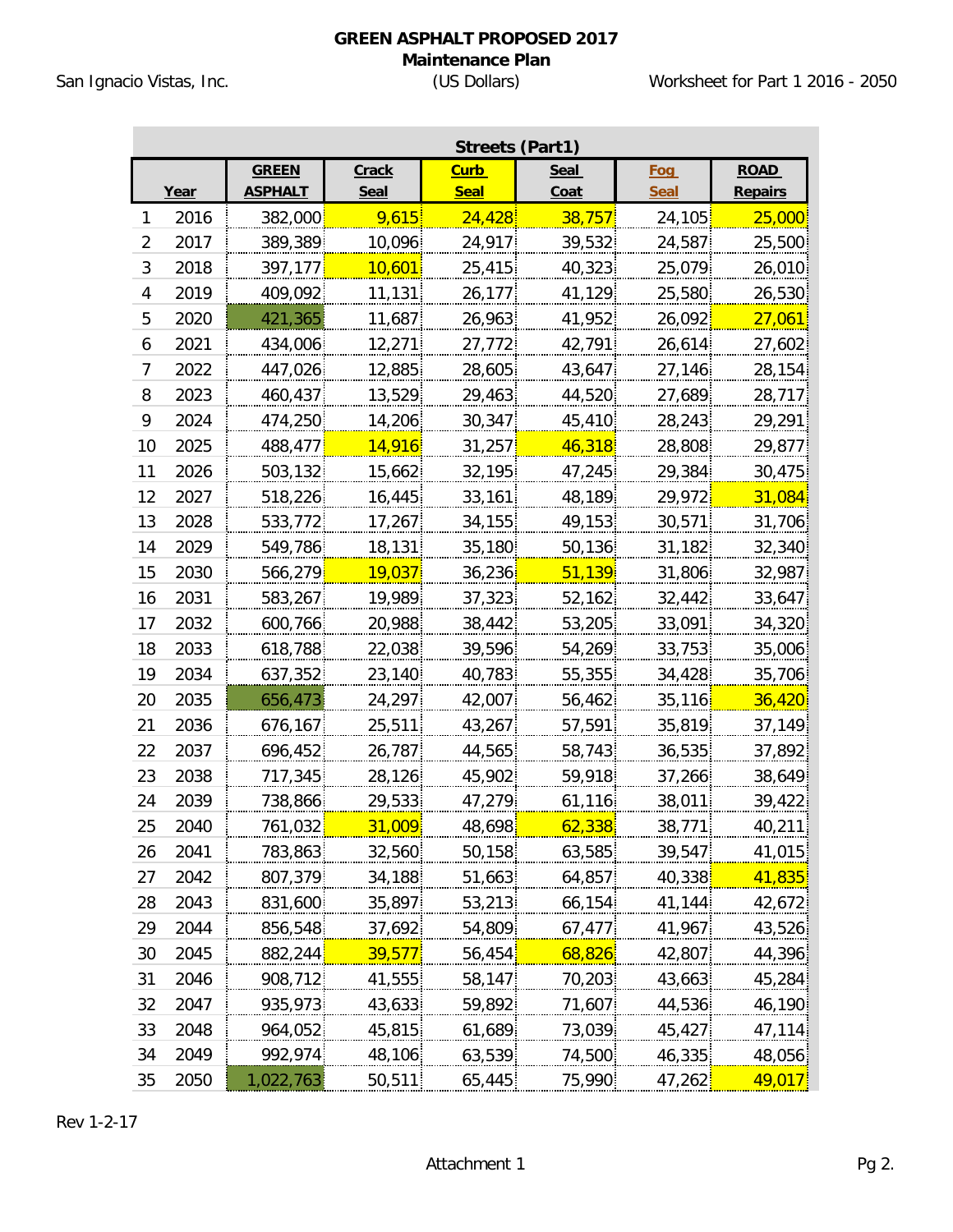# GREEN ASPHALT PROPOSED 2017

## Maintenance Plan

San Ignacio Vistas, Inc. — (US Dollars) — Worksheet for Part 1 2016 - 2050

| | Streets (Part1) | | | | | | |
|---|---|---|---|---|---|---|---|
| | Year | GREEN ASPHALT | Crack Seal | Curb Seal | Seal Coat | Fog Seal | ROAD Repairs |
| 1 | 2016 | 382,000 | 9,615 | 24,428 | 38,757 | 24,105 | 25,000 |
| 2 | 2017 | 389,389 | 10,096 | 24,917 | 39,532 | 24,587 | 25,500 |
| 3 | 2018 | 397,177 | 10,601 | 25,415 | 40,323 | 25,079 | 26,010 |
| 4 | 2019 | 409,092 | 11,131 | 26,177 | 41,129 | 25,580 | 26,530 |
| 5 | 2020 | 421,365 | 11,687 | 26,963 | 41,952 | 26,092 | 27,061 |
| 6 | 2021 | 434,006 | 12,271 | 27,772 | 42,791 | 26,614 | 27,602 |
| 7 | 2022 | 447,026 | 12,885 | 28,605 | 43,647 | 27,146 | 28,154 |
| 8 | 2023 | 460,437 | 13,529 | 29,463 | 44,520 | 27,689 | 28,717 |
| 9 | 2024 | 474,250 | 14,206 | 30,347 | 45,410 | 28,243 | 29,291 |
| 10 | 2025 | 488,477 | 14,916 | 31,257 | 46,318 | 28,808 | 29,877 |
| 11 | 2026 | 503,132 | 15,662 | 32,195 | 47,245 | 29,384 | 30,475 |
| 12 | 2027 | 518,226 | 16,445 | 33,161 | 48,189 | 29,972 | 31,084 |
| 13 | 2028 | 533,772 | 17,267 | 34,155 | 49,153 | 30,571 | 31,706 |
| 14 | 2029 | 549,786 | 18,131 | 35,180 | 50,136 | 31,182 | 32,340 |
| 15 | 2030 | 566,279 | 19,037 | 36,236 | 51,139 | 31,806 | 32,987 |
| 16 | 2031 | 583,267 | 19,989 | 37,323 | 52,162 | 32,442 | 33,647 |
| 17 | 2032 | 600,766 | 20,988 | 38,442 | 53,205 | 33,091 | 34,320 |
| 18 | 2033 | 618,788 | 22,038 | 39,596 | 54,269 | 33,753 | 35,006 |
| 19 | 2034 | 637,352 | 23,140 | 40,783 | 55,355 | 34,428 | 35,706 |
| 20 | 2035 | 656,473 | 24,297 | 42,007 | 56,462 | 35,116 | 36,420 |
| 21 | 2036 | 676,167 | 25,511 | 43,267 | 57,591 | 35,819 | 37,149 |
| 22 | 2037 | 696,452 | 26,787 | 44,565 | 58,743 | 36,535 | 37,892 |
| 23 | 2038 | 717,345 | 28,126 | 45,902 | 59,918 | 37,266 | 38,649 |
| 24 | 2039 | 738,866 | 29,533 | 47,279 | 61,116 | 38,011 | 39,422 |
| 25 | 2040 | 761,032 | 31,009 | 48,698 | 62,338 | 38,771 | 40,211 |
| 26 | 2041 | 783,863 | 32,560 | 50,158 | 63,585 | 39,547 | 41,015 |
| 27 | 2042 | 807,379 | 34,188 | 51,663 | 64,857 | 40,338 | 41,835 |
| 28 | 2043 | 831,600 | 35,897 | 53,213 | 66,154 | 41,144 | 42,672 |
| 29 | 2044 | 856,548 | 37,692 | 54,809 | 67,477 | 41,967 | 43,526 |
| 30 | 2045 | 882,244 | 39,577 | 56,454 | 68,826 | 42,807 | 44,396 |
| 31 | 2046 | 908,712 | 41,555 | 58,147 | 70,203 | 43,663 | 45,284 |
| 32 | 2047 | 935,973 | 43,633 | 59,892 | 71,607 | 44,536 | 46,190 |
| 33 | 2048 | 964,052 | 45,815 | 61,689 | 73,039 | 45,427 | 47,114 |
| 34 | 2049 | 992,974 | 48,106 | 63,539 | 74,500 | 46,335 | 48,056 |
| 35 | 2050 | 1,022,763 | 50,511 | 65,445 | 75,990 | 47,262 | 49,017 |

Rev 1-2-17

Attachment 1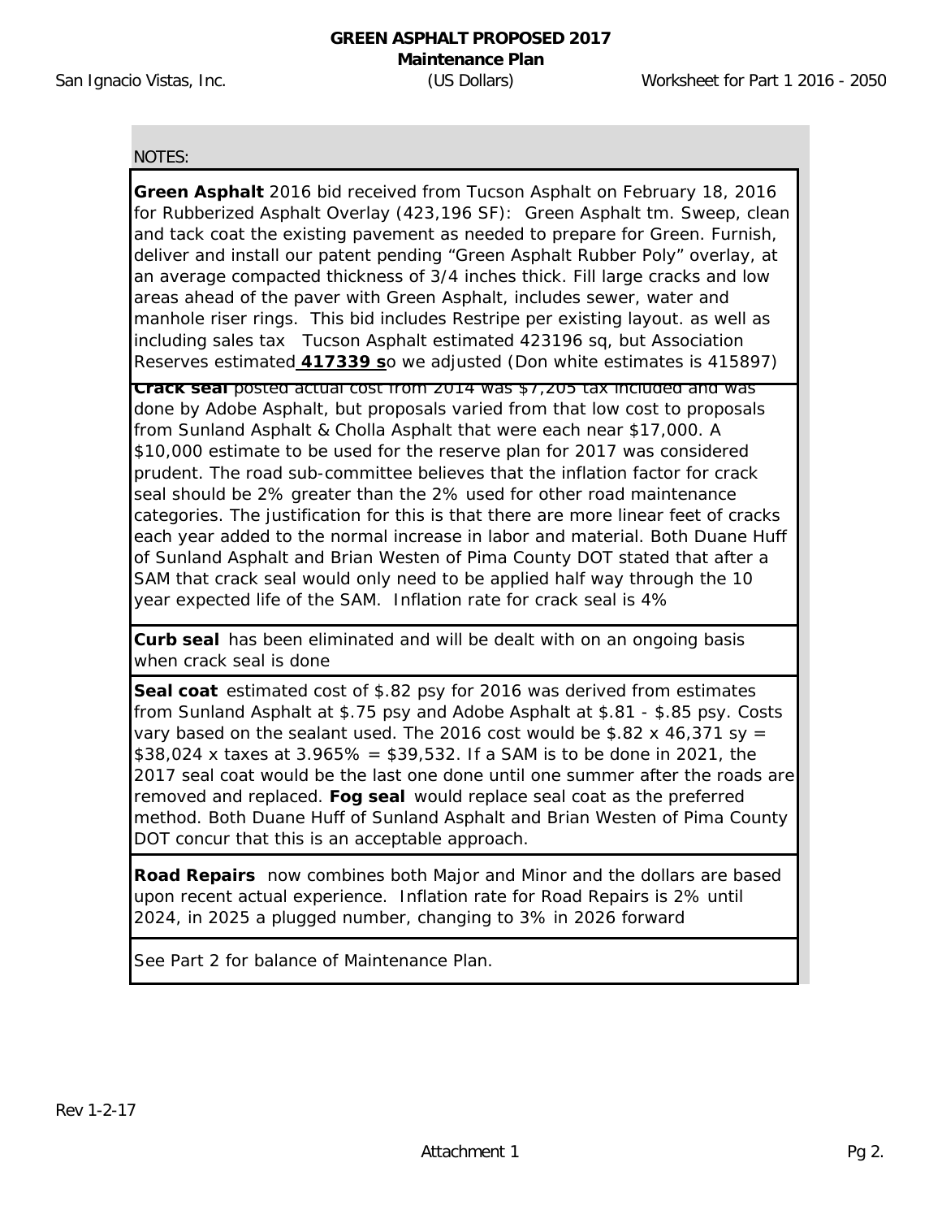**GREEN ASPHALT PROPOSED 2017**
**Maintenance Plan**

San Ignacio Vistas, Inc. (US Dollars) Worksheet for Part 1 2016 - 2050

NOTES:

**Green Asphalt** 2016 bid received from Tucson Asphalt on February 18, 2016 for Rubberized Asphalt Overlay (423,196 SF): Green Asphalt tm. Sweep, clean and tack coat the existing pavement as needed to prepare for Green. Furnish, deliver and install our patent pending "Green Asphalt Rubber Poly" overlay, at an average compacted thickness of 3/4 inches thick. Fill large cracks and low areas ahead of the paver with Green Asphalt, includes sewer, water and manhole riser rings. This bid includes Restripe per existing layout. as well as including sales tax Tucson Asphalt estimated 423196 sq, but Association Reserves estimated **417339 s**o we adjusted (Don white estimates is 415897)

**Crack seal** posted actual cost from 2014 was $7,205 tax included and was done by Adobe Asphalt, but proposals varied from that low cost to proposals from Sunland Asphalt & Cholla Asphalt that were each near $17,000. A $10,000 estimate to be used for the reserve plan for 2017 was considered prudent. The road sub-committee believes that the inflation factor for crack seal should be 2% greater than the 2% used for other road maintenance categories. The justification for this is that there are more linear feet of cracks each year added to the normal increase in labor and material. Both Duane Huff of Sunland Asphalt and Brian Westen of Pima County DOT stated that after a SAM that crack seal would only need to be applied half way through the 10 year expected life of the SAM. Inflation rate for crack seal is 4%

**Curb seal** has been eliminated and will be dealt with on an ongoing basis when crack seal is done

**Seal coat** estimated cost of $.82 psy for 2016 was derived from estimates from Sunland Asphalt at $.75 psy and Adobe Asphalt at $.81 - $.85 psy. Costs vary based on the sealant used. The 2016 cost would be $.82 x 46,371 sy = $38,024 x taxes at 3.965% = $39,532. If a SAM is to be done in 2021, the 2017 seal coat would be the last one done until one summer after the roads are removed and replaced. **Fog seal** would replace seal coat as the preferred method. Both Duane Huff of Sunland Asphalt and Brian Westen of Pima County DOT concur that this is an acceptable approach.

**Road Repairs** now combines both Major and Minor and the dollars are based upon recent actual experience. Inflation rate for Road Repairs is 2% until 2024, in 2025 a plugged number, changing to 3% in 2026 forward

See Part 2 for balance of Maintenance Plan.

Rev 1-2-17

Attachment 1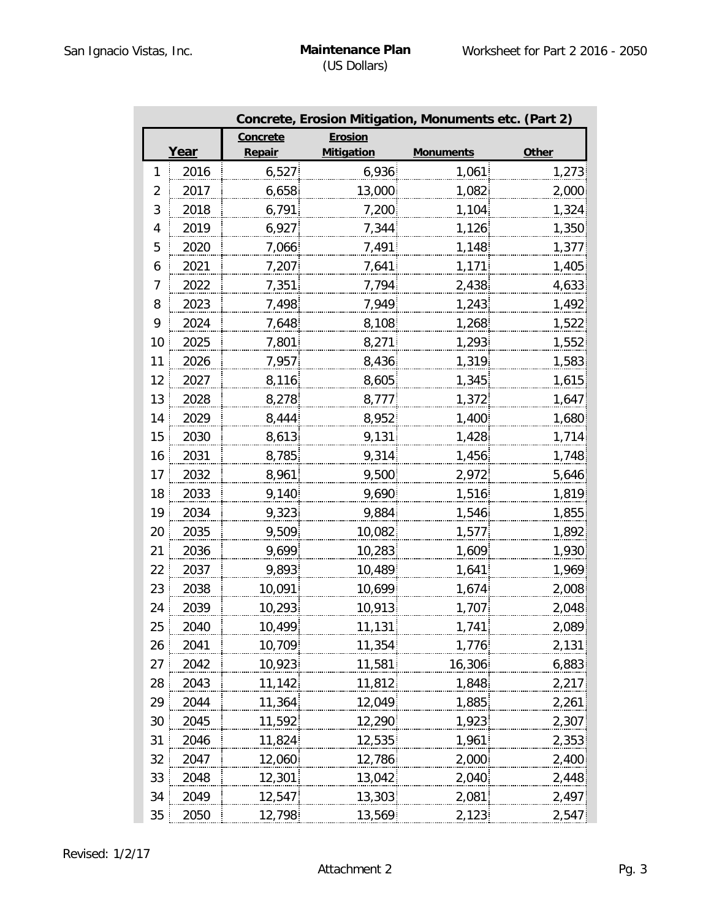San Ignacio Vistas, Inc.

**Maintenance Plan**
(US Dollars)

Worksheet for Part 2 2016 - 2050

**Concrete, Erosion Mitigation, Monuments etc. (Part 2)**

| | Year | Concrete Repair | Erosion Mitigation | Monuments | Other |
|---|---|---|---|---|---|
| 1 | 2016 | 6,527 | 6,936 | 1,061 | 1,273 |
| 2 | 2017 | 6,658 | 13,000 | 1,082 | 2,000 |
| 3 | 2018 | 6,791 | 7,200 | 1,104 | 1,324 |
| 4 | 2019 | 6,927 | 7,344 | 1,126 | 1,350 |
| 5 | 2020 | 7,066 | 7,491 | 1,148 | 1,377 |
| 6 | 2021 | 7,207 | 7,641 | 1,171 | 1,405 |
| 7 | 2022 | 7,351 | 7,794 | 2,438 | 4,633 |
| 8 | 2023 | 7,498 | 7,949 | 1,243 | 1,492 |
| 9 | 2024 | 7,648 | 8,108 | 1,268 | 1,522 |
| 10 | 2025 | 7,801 | 8,271 | 1,293 | 1,552 |
| 11 | 2026 | 7,957 | 8,436 | 1,319 | 1,583 |
| 12 | 2027 | 8,116 | 8,605 | 1,345 | 1,615 |
| 13 | 2028 | 8,278 | 8,777 | 1,372 | 1,647 |
| 14 | 2029 | 8,444 | 8,952 | 1,400 | 1,680 |
| 15 | 2030 | 8,613 | 9,131 | 1,428 | 1,714 |
| 16 | 2031 | 8,785 | 9,314 | 1,456 | 1,748 |
| 17 | 2032 | 8,961 | 9,500 | 2,972 | 5,646 |
| 18 | 2033 | 9,140 | 9,690 | 1,516 | 1,819 |
| 19 | 2034 | 9,323 | 9,884 | 1,546 | 1,855 |
| 20 | 2035 | 9,509 | 10,082 | 1,577 | 1,892 |
| 21 | 2036 | 9,699 | 10,283 | 1,609 | 1,930 |
| 22 | 2037 | 9,893 | 10,489 | 1,641 | 1,969 |
| 23 | 2038 | 10,091 | 10,699 | 1,674 | 2,008 |
| 24 | 2039 | 10,293 | 10,913 | 1,707 | 2,048 |
| 25 | 2040 | 10,499 | 11,131 | 1,741 | 2,089 |
| 26 | 2041 | 10,709 | 11,354 | 1,776 | 2,131 |
| 27 | 2042 | 10,923 | 11,581 | 16,306 | 6,883 |
| 28 | 2043 | 11,142 | 11,812 | 1,848 | 2,217 |
| 29 | 2044 | 11,364 | 12,049 | 1,885 | 2,261 |
| 30 | 2045 | 11,592 | 12,290 | 1,923 | 2,307 |
| 31 | 2046 | 11,824 | 12,535 | 1,961 | 2,353 |
| 32 | 2047 | 12,060 | 12,786 | 2,000 | 2,400 |
| 33 | 2048 | 12,301 | 13,042 | 2,040 | 2,448 |
| 34 | 2049 | 12,547 | 13,303 | 2,081 | 2,497 |
| 35 | 2050 | 12,798 | 13,569 | 2,123 | 2,547 |

Revised: 1/2/17

Attachment 2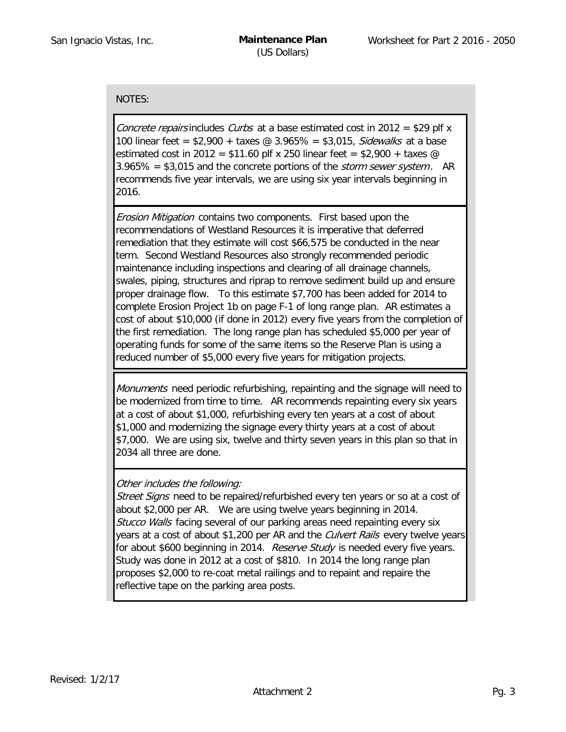NOTES:

*Concrete repairs* includes *Curbs* at a base estimated cost in 2012 = $29 plf x 100 linear feet = $2,900 + taxes @ 3.965% = $3,015, *Sidewalks* at a base estimated cost in 2012 = $11.60 plf x 250 linear feet = $2,900 + taxes @ 3.965% = $3,015 and the concrete portions of the *storm sewer system*. AR recommends five year intervals, we are using six year intervals beginning in 2016.

*Erosion Mitigation* contains two components. First based upon the recommendations of Westland Resources it is imperative that deferred remediation that they estimate will cost $66,575 be conducted in the near term. Second Westland Resources also strongly recommended periodic maintenance including inspections and clearing of all drainage channels, swales, piping, structures and riprap to remove sediment build up and ensure proper drainage flow. To this estimate $7,700 has been added for 2014 to complete Erosion Project 1b on page F-1 of long range plan. AR estimates a cost of about $10,000 (if done in 2012) every five years from the completion of the first remediation. The long range plan has scheduled $5,000 per year of operating funds for some of the same items so the Reserve Plan is using a reduced number of $5,000 every five years for mitigation projects.

*Monuments* need periodic refurbishing, repainting and the signage will need to be modernized from time to time. AR recommends repainting every six years at a cost of about $1,000, refurbishing every ten years at a cost of about $1,000 and modernizing the signage every thirty years at a cost of about $7,000. We are using six, twelve and thirty seven years in this plan so that in 2034 all three are done.

*Other includes the following:*
*Street Signs* need to be repaired/refurbished every ten years or so at a cost of about $2,000 per AR. We are using twelve years beginning in 2014.
*Stucco Walls* facing several of our parking areas need repainting every six years at a cost of about $1,200 per AR and the *Culvert Rails* every twelve years for about $600 beginning in 2014. *Reserve Study* is needed every five years. Study was done in 2012 at a cost of $810. In 2014 the long range plan proposes $2,000 to re-coat metal railings and to repaint and repaire the reflective tape on the parking area posts.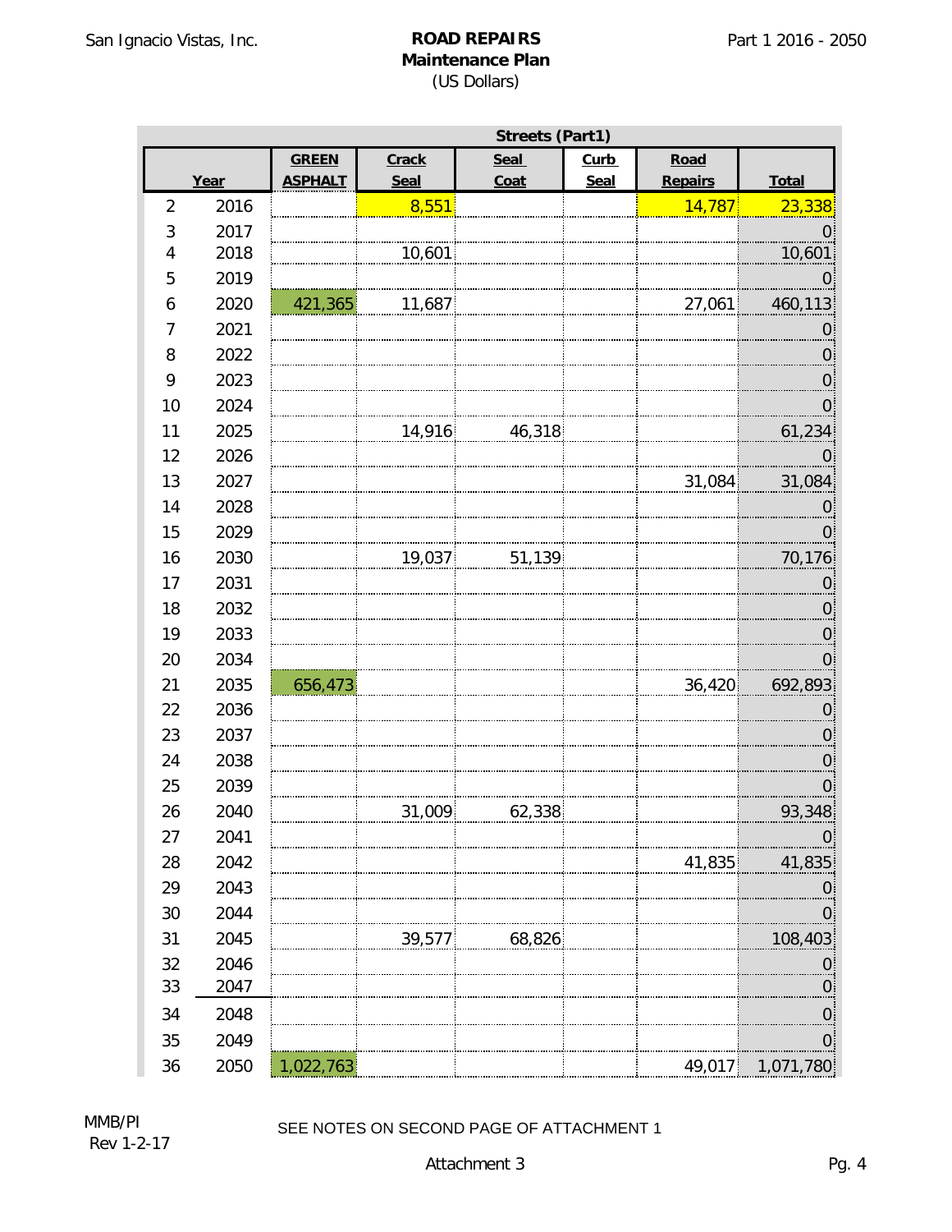San Ignacio Vistas, Inc.

**ROAD REPAIRS**
**Maintenance Plan**
(US Dollars)

Part 1 2016 - 2050

| | | Streets (Part1) | | | | | |
|---|---|---|---|---|---|---|---|
| | **Year** | **GREEN ASPHALT** | **Crack Seal** | **Seal Coat** | **Curb Seal** | **Road Repairs** | **Total** |
| 2 | 2016 | | 8,551 | | | 14,787 | 23,338 |
| 3 | 2017 | | | | | | 0 |
| 4 | 2018 | | 10,601 | | | | 10,601 |
| 5 | 2019 | | | | | | 0 |
| 6 | 2020 | 421,365 | 11,687 | | | 27,061 | 460,113 |
| 7 | 2021 | | | | | | 0 |
| 8 | 2022 | | | | | | 0 |
| 9 | 2023 | | | | | | 0 |
| 10 | 2024 | | | | | | 0 |
| 11 | 2025 | | 14,916 | 46,318 | | | 61,234 |
| 12 | 2026 | | | | | | 0 |
| 13 | 2027 | | | | | 31,084 | 31,084 |
| 14 | 2028 | | | | | | 0 |
| 15 | 2029 | | | | | | 0 |
| 16 | 2030 | | 19,037 | 51,139 | | | 70,176 |
| 17 | 2031 | | | | | | 0 |
| 18 | 2032 | | | | | | 0 |
| 19 | 2033 | | | | | | 0 |
| 20 | 2034 | | | | | | 0 |
| 21 | 2035 | 656,473 | | | | 36,420 | 692,893 |
| 22 | 2036 | | | | | | 0 |
| 23 | 2037 | | | | | | 0 |
| 24 | 2038 | | | | | | 0 |
| 25 | 2039 | | | | | | 0 |
| 26 | 2040 | | 31,009 | 62,338 | | | 93,348 |
| 27 | 2041 | | | | | | 0 |
| 28 | 2042 | | | | | 41,835 | 41,835 |
| 29 | 2043 | | | | | | 0 |
| 30 | 2044 | | | | | | 0 |
| 31 | 2045 | | 39,577 | 68,826 | | | 108,403 |
| 32 | 2046 | | | | | | 0 |
| 33 | 2047 | | | | | | 0 |
| 34 | 2048 | | | | | | 0 |
| 35 | 2049 | | | | | | 0 |
| 36 | 2050 | 1,022,763 | | | | 49,017 | 1,071,780 |

MMB/PI
Rev 1-2-17

SEE NOTES ON SECOND PAGE OF ATTACHMENT 1

Attachment 3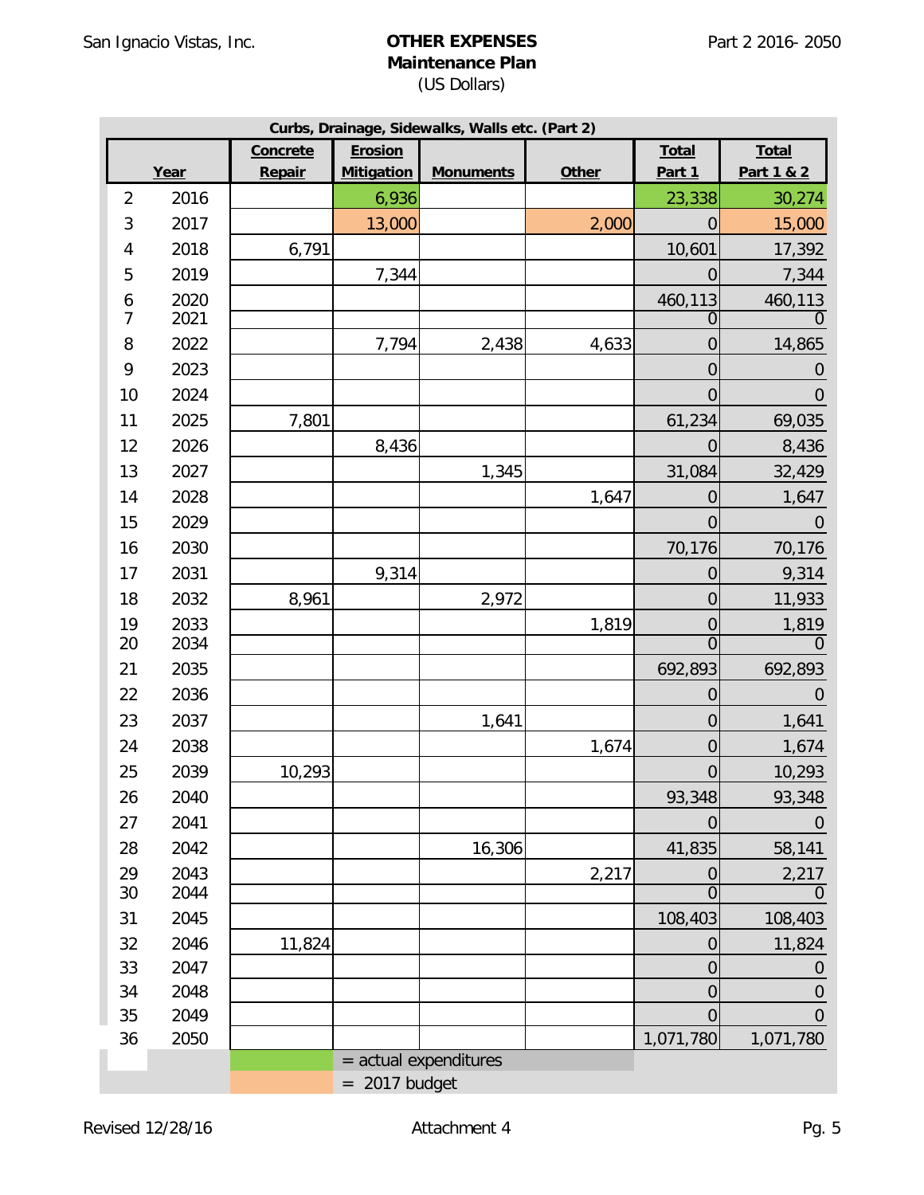San Ignacio Vistas, Inc.

# OTHER EXPENSES
## Maintenance Plan
(US Dollars)

Part 2 2016- 2050

**Curbs, Drainage, Sidewalks, Walls etc. (Part 2)**

| | Year | Concrete Repair | Erosion Mitigation | Monuments | Other | Total Part 1 | Total Part 1 & 2 |
|---|---|---|---|---|---|---|---|
| 2 | 2016 | | 6,936 | | | 23,338 | 30,274 |
| 3 | 2017 | | 13,000 | | 2,000 | 0 | 15,000 |
| 4 | 2018 | 6,791 | | | | 10,601 | 17,392 |
| 5 | 2019 | | 7,344 | | | 0 | 7,344 |
| 6 | 2020 | | | | | 460,113 | 460,113 |
| 7 | 2021 | | | | | 0 | 0 |
| 8 | 2022 | | 7,794 | 2,438 | 4,633 | 0 | 14,865 |
| 9 | 2023 | | | | | 0 | 0 |
| 10 | 2024 | | | | | 0 | 0 |
| 11 | 2025 | 7,801 | | | | 61,234 | 69,035 |
| 12 | 2026 | | 8,436 | | | 0 | 8,436 |
| 13 | 2027 | | | 1,345 | | 31,084 | 32,429 |
| 14 | 2028 | | | | 1,647 | 0 | 1,647 |
| 15 | 2029 | | | | | 0 | 0 |
| 16 | 2030 | | | | | 70,176 | 70,176 |
| 17 | 2031 | | 9,314 | | | 0 | 9,314 |
| 18 | 2032 | 8,961 | | 2,972 | | 0 | 11,933 |
| 19 | 2033 | | | | 1,819 | 0 | 1,819 |
| 20 | 2034 | | | | | 0 | 0 |
| 21 | 2035 | | | | | 692,893 | 692,893 |
| 22 | 2036 | | | | | 0 | 0 |
| 23 | 2037 | | | 1,641 | | 0 | 1,641 |
| 24 | 2038 | | | | 1,674 | 0 | 1,674 |
| 25 | 2039 | 10,293 | | | | 0 | 10,293 |
| 26 | 2040 | | | | | 93,348 | 93,348 |
| 27 | 2041 | | | | | 0 | 0 |
| 28 | 2042 | | | 16,306 | | 41,835 | 58,141 |
| 29 | 2043 | | | | 2,217 | 0 | 2,217 |
| 30 | 2044 | | | | | 0 | 0 |
| 31 | 2045 | | | | | 108,403 | 108,403 |
| 32 | 2046 | 11,824 | | | | 0 | 11,824 |
| 33 | 2047 | | | | | 0 | 0 |
| 34 | 2048 | | | | | 0 | 0 |
| 35 | 2049 | | | | | 0 | 0 |
| 36 | 2050 | | | | | 1,071,780 | 1,071,780 |

(green) = actual expenditures

(orange) = 2017 budget

Revised 12/28/16

Attachment 4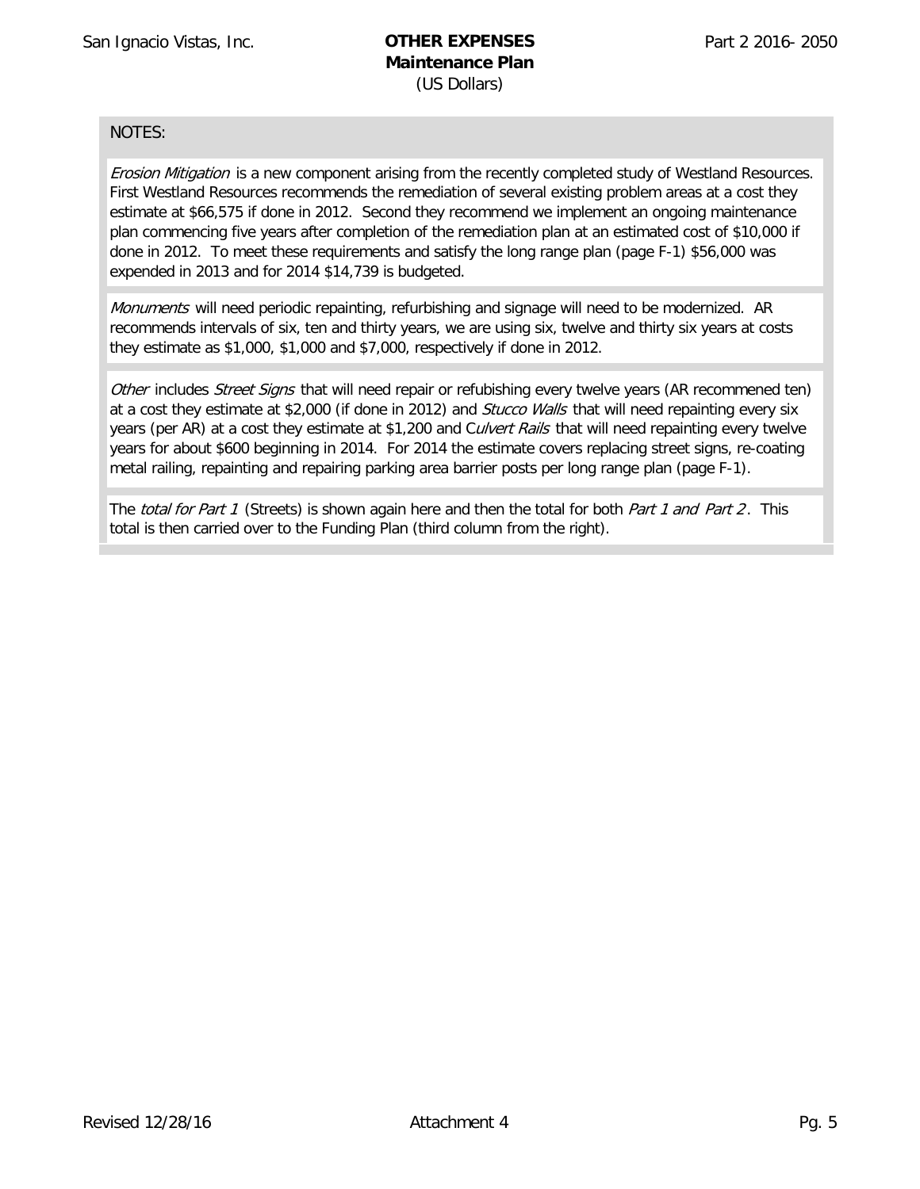# OTHER EXPENSES
## Maintenance Plan
(US Dollars)

NOTES:

*Erosion Mitigation* is a new component arising from the recently completed study of Westland Resources. First Westland Resources recommends the remediation of several existing problem areas at a cost they estimate at $66,575 if done in 2012. Second they recommend we implement an ongoing maintenance plan commencing five years after completion of the remediation plan at an estimated cost of $10,000 if done in 2012. To meet these requirements and satisfy the long range plan (page F-1) $56,000 was expended in 2013 and for 2014 $14,739 is budgeted.

*Monuments* will need periodic repainting, refurbishing and signage will need to be modernized. AR recommends intervals of six, ten and thirty years, we are using six, twelve and thirty six years at costs they estimate as $1,000, $1,000 and $7,000, respectively if done in 2012.

*Other* includes *Street Signs* that will need repair or refubishing every twelve years (AR recommened ten) at a cost they estimate at $2,000 (if done in 2012) and *Stucco Walls* that will need repainting every six years (per AR) at a cost they estimate at $1,200 and C*ulvert Rails* that will need repainting every twelve years for about $600 beginning in 2014. For 2014 the estimate covers replacing street signs, re-coating metal railing, repainting and repairing parking area barrier posts per long range plan (page F-1).

The *total for Part 1* (Streets) is shown again here and then the total for both *Part 1 and Part 2*. This total is then carried over to the Funding Plan (third column from the right).